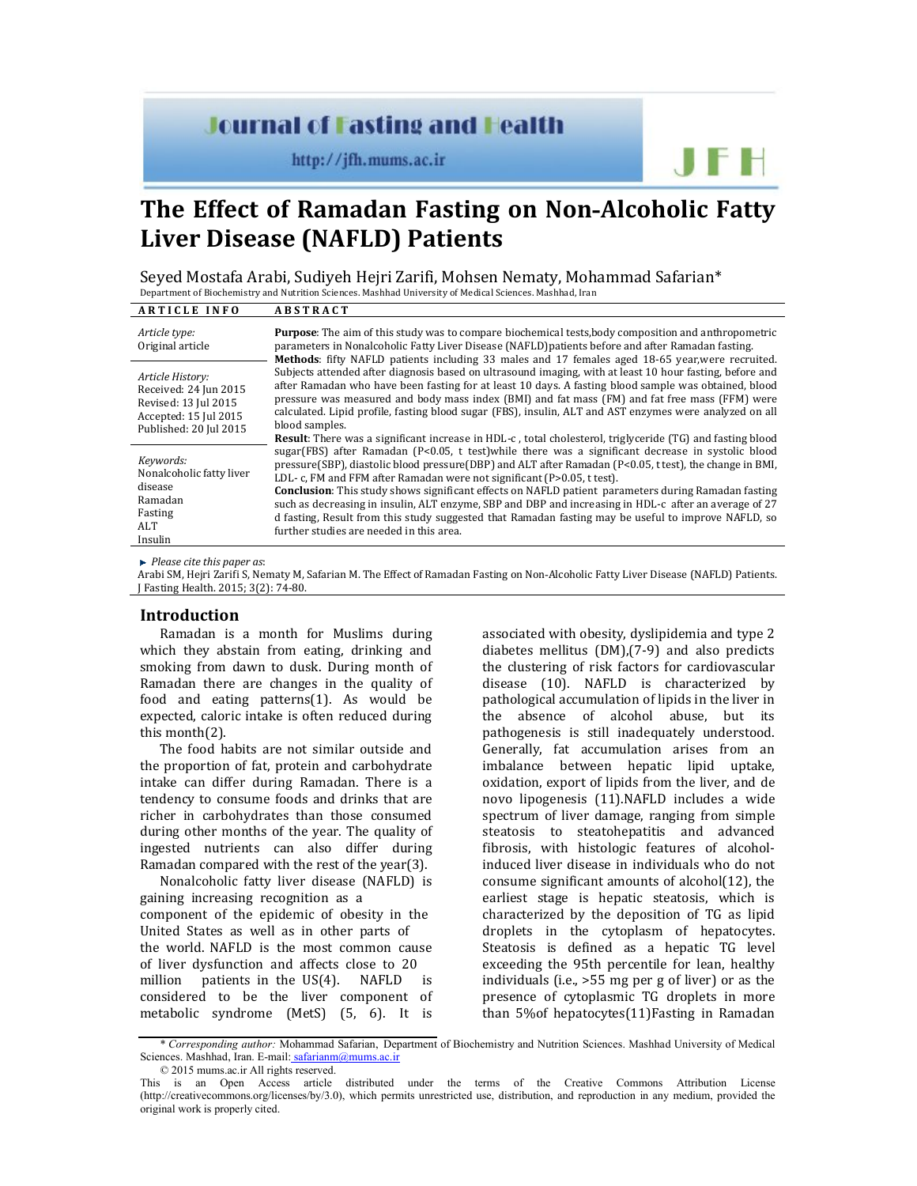# The Effect of Ramadan Fasting on Non-Alcoholic Fatty Liver Disease (NAFLD) Patients

Seyed Mostafa Arabi, Sudiyeh Hejri Zarifi, Mohsen Nematy, Mohammad Safarian*

Department of Biochemistry and Nutrition Sciences. Mashhad University of Medical Sciences. Mashhad, Iran

**ARTICLE INFO**

*Article type:*
Original article

*Article History:*
Received: 24 Jun 2015
Revised: 13 Jul 2015
Accepted: 15 Jul 2015
Published: 20 Jul 2015

*Keywords:*
Nonalcoholic fatty liver disease
Ramadan
Fasting
ALT
Insulin

**ABSTRACT**

**Purpose**: The aim of this study was to compare biochemical tests,body composition and anthropometric parameters in Nonalcoholic Fatty Liver Disease (NAFLD)patients before and after Ramadan fasting.

**Methods**: fifty NAFLD patients including 33 males and 17 females aged 18-65 year,were recruited. Subjects attended after diagnosis based on ultrasound imaging, with at least 10 hour fasting, before and after Ramadan who have been fasting for at least 10 days. A fasting blood sample was obtained, blood pressure was measured and body mass index (BMI) and fat mass (FM) and fat free mass (FFM) were calculated. Lipid profile, fasting blood sugar (FBS), insulin, ALT and AST enzymes were analyzed on all blood samples.

**Result**: There was a significant increase in HDL-c , total cholesterol, triglyceride (TG) and fasting blood sugar(FBS) after Ramadan ($P<0.05$, t test)while there was a significant decrease in systolic blood pressure(SBP), diastolic blood pressure(DBP) and ALT after Ramadan ($P<0.05$, t test), the change in BMI, LDL- c, FM and FFM after Ramadan were not significant ($P>0.05$, t test).

**Conclusion**: This study shows significant effects on NAFLD patient parameters during Ramadan fasting such as decreasing in insulin, ALT enzyme, SBP and DBP and increasing in HDL-c after an average of 27 d fasting, Result from this study suggested that Ramadan fasting may be useful to improve NAFLD, so further studies are needed in this area.

► *Please cite this paper as*:

Arabi SM, Hejri Zarifi S, Nematy M, Safarian M. The Effect of Ramadan Fasting on Non-Alcoholic Fatty Liver Disease (NAFLD) Patients. J Fasting Health. 2015; 3(2): 74-80.

## Introduction

Ramadan is a month for Muslims during which they abstain from eating, drinking and smoking from dawn to dusk. During month of Ramadan there are changes in the quality of food and eating patterns(1). As would be expected, caloric intake is often reduced during this month(2).

The food habits are not similar outside and the proportion of fat, protein and carbohydrate intake can differ during Ramadan. There is a tendency to consume foods and drinks that are richer in carbohydrates than those consumed during other months of the year. The quality of ingested nutrients can also differ during Ramadan compared with the rest of the year(3).

Nonalcoholic fatty liver disease (NAFLD) is gaining increasing recognition as a component of the epidemic of obesity in the United States as well as in other parts of the world. NAFLD is the most common cause of liver dysfunction and affects close to 20 million patients in the US(4). NAFLD is considered to be the liver component of metabolic syndrome (MetS) (5, 6). It is associated with obesity, dyslipidemia and type 2 diabetes mellitus (DM),(7-9) and also predicts the clustering of risk factors for cardiovascular disease (10). NAFLD is characterized by pathological accumulation of lipids in the liver in the absence of alcohol abuse, but its pathogenesis is still inadequately understood. Generally, fat accumulation arises from an imbalance between hepatic lipid uptake, oxidation, export of lipids from the liver, and de novo lipogenesis (11).NAFLD includes a wide spectrum of liver damage, ranging from simple steatosis to steatohepatitis and advanced fibrosis, with histologic features of alcohol-induced liver disease in individuals who do not consume significant amounts of alcohol(12), the earliest stage is hepatic steatosis, which is characterized by the deposition of TG as lipid droplets in the cytoplasm of hepatocytes. Steatosis is defined as a hepatic TG level exceeding the 95th percentile for lean, healthy individuals (i.e., >55 mg per g of liver) or as the presence of cytoplasmic TG droplets in more than 5%of hepatocytes(11)Fasting in Ramadan

---

\* *Corresponding author:* Mohammad Safarian, Department of Biochemistry and Nutrition Sciences. Mashhad University of Medical Sciences. Mashhad, Iran. E-mail: safarianm@mums.ac.ir

© 2015 mums.ac.ir All rights reserved.

This is an Open Access article distributed under the terms of the Creative Commons Attribution License (http://creativecommons.org/licenses/by/3.0), which permits unrestricted use, distribution, and reproduction in any medium, provided the original work is properly cited.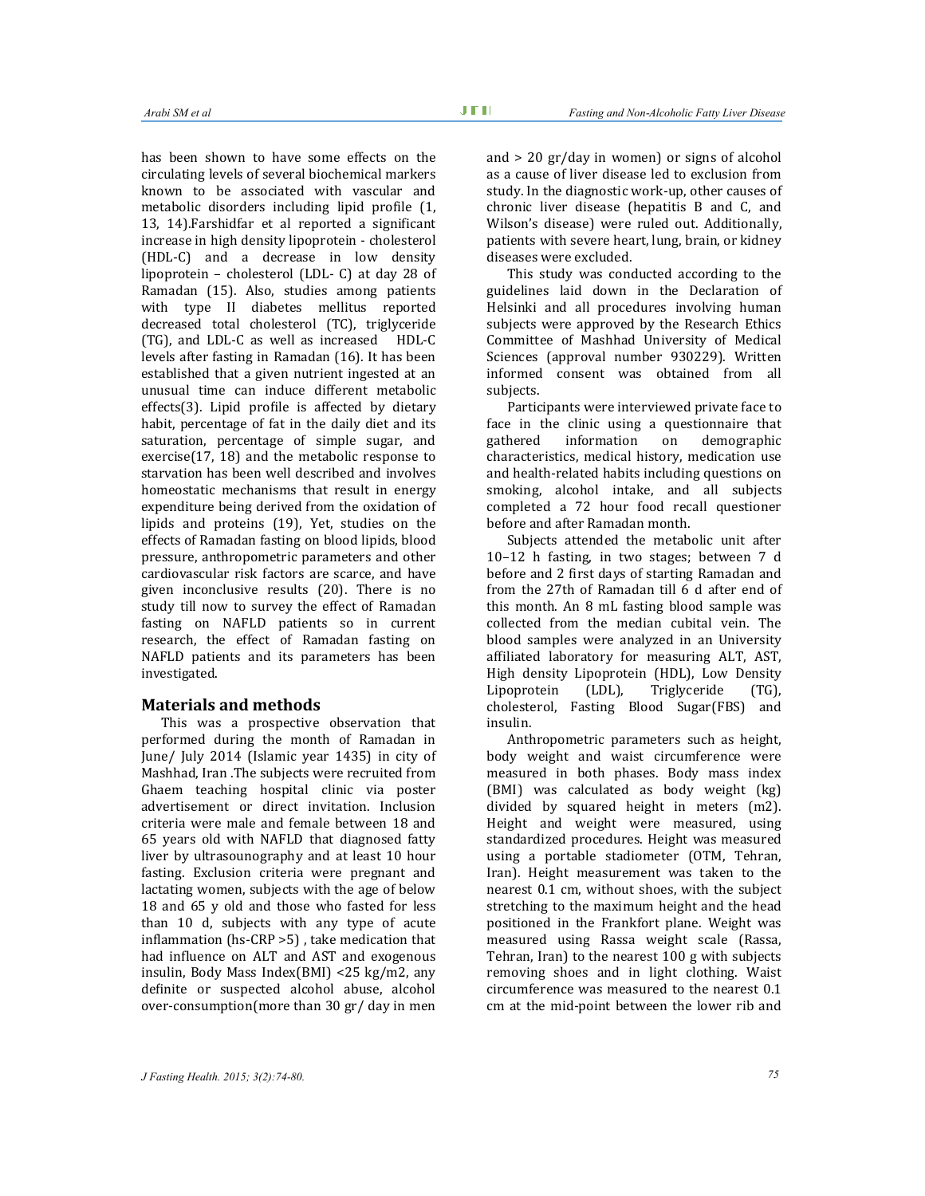has been shown to have some effects on the circulating levels of several biochemical markers known to be associated with vascular and metabolic disorders including lipid profile (1, 13, 14).Farshidfar et al reported a significant increase in high density lipoprotein - cholesterol (HDL-C) and a decrease in low density lipoprotein – cholesterol (LDL- C) at day 28 of Ramadan (15). Also, studies among patients with type II diabetes mellitus reported decreased total cholesterol (TC), triglyceride (TG), and LDL-C as well as increased HDL-C levels after fasting in Ramadan (16). It has been established that a given nutrient ingested at an unusual time can induce different metabolic effects(3). Lipid profile is affected by dietary habit, percentage of fat in the daily diet and its saturation, percentage of simple sugar, and exercise(17, 18) and the metabolic response to starvation has been well described and involves homeostatic mechanisms that result in energy expenditure being derived from the oxidation of lipids and proteins (19), Yet, studies on the effects of Ramadan fasting on blood lipids, blood pressure, anthropometric parameters and other cardiovascular risk factors are scarce, and have given inconclusive results (20). There is no study till now to survey the effect of Ramadan fasting on NAFLD patients so in current research, the effect of Ramadan fasting on NAFLD patients and its parameters has been investigated.

## Materials and methods

This was a prospective observation that performed during the month of Ramadan in June/ July 2014 (Islamic year 1435) in city of Mashhad, Iran .The subjects were recruited from Ghaem teaching hospital clinic via poster advertisement or direct invitation. Inclusion criteria were male and female between 18 and 65 years old with NAFLD that diagnosed fatty liver by ultrasounography and at least 10 hour fasting. Exclusion criteria were pregnant and lactating women, subjects with the age of below 18 and 65 y old and those who fasted for less than 10 d, subjects with any type of acute inflammation (hs-CRP >5) , take medication that had influence on ALT and AST and exogenous insulin, Body Mass Index(BMI) <25 kg/m2, any definite or suspected alcohol abuse, alcohol over-consumption(more than 30 gr/ day in men and > 20 gr/day in women) or signs of alcohol as a cause of liver disease led to exclusion from study. In the diagnostic work-up, other causes of chronic liver disease (hepatitis B and C, and Wilson's disease) were ruled out. Additionally, patients with severe heart, lung, brain, or kidney diseases were excluded.

This study was conducted according to the guidelines laid down in the Declaration of Helsinki and all procedures involving human subjects were approved by the Research Ethics Committee of Mashhad University of Medical Sciences (approval number 930229). Written informed consent was obtained from all subjects.

Participants were interviewed private face to face in the clinic using a questionnaire that gathered information on demographic characteristics, medical history, medication use and health-related habits including questions on smoking, alcohol intake, and all subjects completed a 72 hour food recall questioner before and after Ramadan month.

Subjects attended the metabolic unit after 10–12 h fasting, in two stages; between 7 d before and 2 first days of starting Ramadan and from the 27th of Ramadan till 6 d after end of this month. An 8 mL fasting blood sample was collected from the median cubital vein. The blood samples were analyzed in an University affiliated laboratory for measuring ALT, AST, High density Lipoprotein (HDL), Low Density Lipoprotein (LDL), Triglyceride (TG), cholesterol, Fasting Blood Sugar(FBS) and insulin.

Anthropometric parameters such as height, body weight and waist circumference were measured in both phases. Body mass index (BMI) was calculated as body weight (kg) divided by squared height in meters (m2). Height and weight were measured, using standardized procedures. Height was measured using a portable stadiometer (OTM, Tehran, Iran). Height measurement was taken to the nearest 0.1 cm, without shoes, with the subject stretching to the maximum height and the head positioned in the Frankfort plane. Weight was measured using Rassa weight scale (Rassa, Tehran, Iran) to the nearest 100 g with subjects removing shoes and in light clothing. Waist circumference was measured to the nearest 0.1 cm at the mid-point between the lower rib and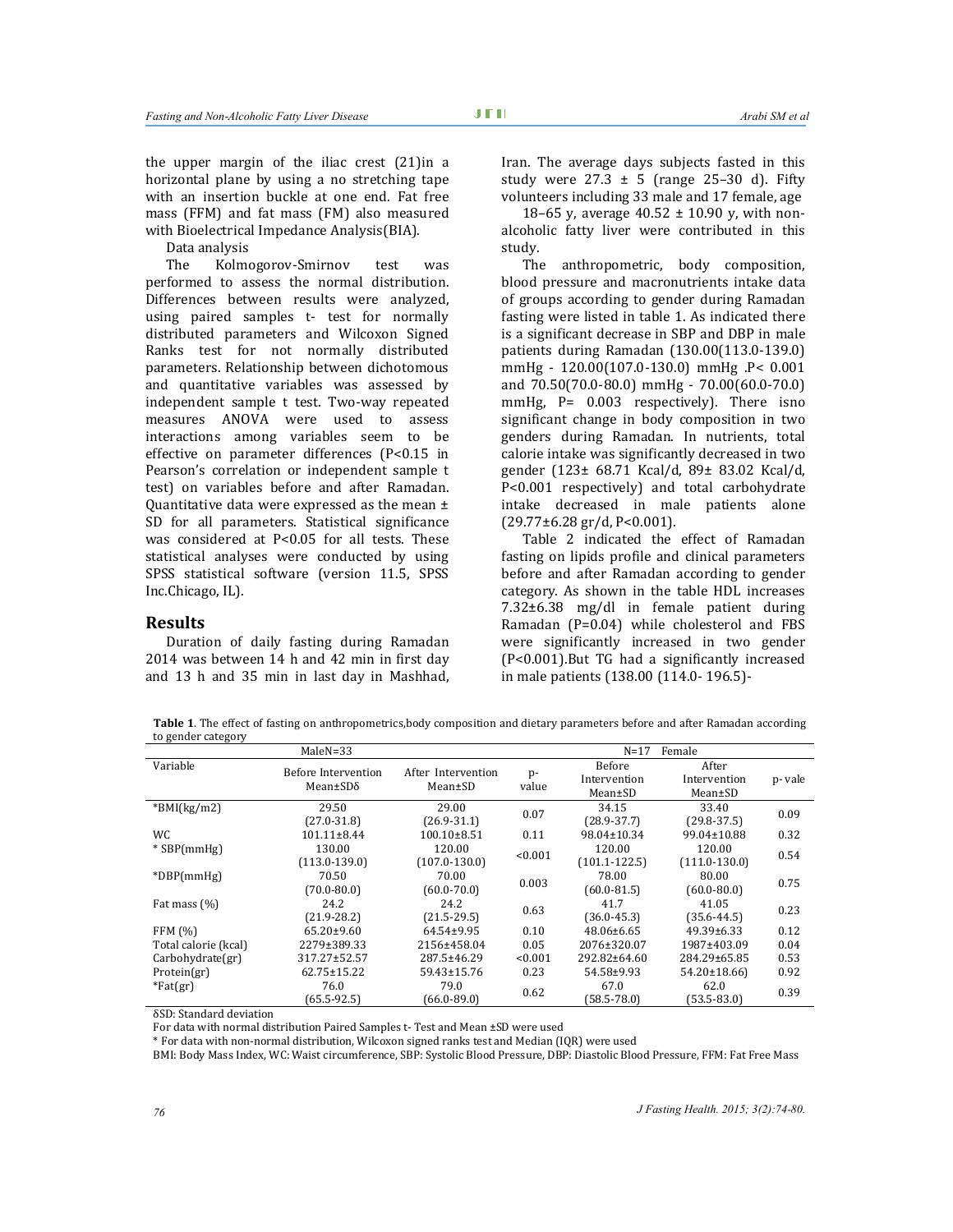the upper margin of the iliac crest (21)in a horizontal plane by using a no stretching tape with an insertion buckle at one end. Fat free mass (FFM) and fat mass (FM) also measured with Bioelectrical Impedance Analysis(BIA).

Data analysis

The Kolmogorov-Smirnov test was performed to assess the normal distribution. Differences between results were analyzed, using paired samples t- test for normally distributed parameters and Wilcoxon Signed Ranks test for not normally distributed parameters. Relationship between dichotomous and quantitative variables was assessed by independent sample t test. Two-way repeated measures ANOVA were used to assess interactions among variables seem to be effective on parameter differences (P<0.15 in Pearson's correlation or independent sample t test) on variables before and after Ramadan. Quantitative data were expressed as the mean ± SD for all parameters. Statistical significance was considered at P<0.05 for all tests. These statistical analyses were conducted by using SPSS statistical software (version 11.5, SPSS Inc.Chicago, IL).

## Results

Duration of daily fasting during Ramadan 2014 was between 14 h and 42 min in first day and 13 h and 35 min in last day in Mashhad, Iran. The average days subjects fasted in this study were 27.3 ± 5 (range 25–30 d). Fifty volunteers including 33 male and 17 female, age 18–65 y, average 40.52 ± 10.90 y, with non-alcoholic fatty liver were contributed in this study.

The anthropometric, body composition, blood pressure and macronutrients intake data of groups according to gender during Ramadan fasting were listed in table 1. As indicated there is a significant decrease in SBP and DBP in male patients during Ramadan (130.00(113.0-139.0) mmHg - 120.00(107.0-130.0) mmHg .P< 0.001 and 70.50(70.0-80.0) mmHg - 70.00(60.0-70.0) mmHg, P= 0.003 respectively). There isno significant change in body composition in two genders during Ramadan. In nutrients, total calorie intake was significantly decreased in two gender (123± 68.71 Kcal/d, 89± 83.02 Kcal/d, P<0.001 respectively) and total carbohydrate intake decreased in male patients alone (29.77±6.28 gr/d, P<0.001).

Table 2 indicated the effect of Ramadan fasting on lipids profile and clinical parameters before and after Ramadan according to gender category. As shown in the table HDL increases 7.32±6.38 mg/dl in female patient during Ramadan (P=0.04) while cholesterol and FBS were significantly increased in two gender (P<0.001).But TG had a significantly increased in male patients (138.00 (114.0- 196.5)-

**Table 1**. The effect of fasting on anthropometrics,body composition and dietary parameters before and after Ramadan according to gender category

| Variable | MaleN=33 | | | N=17 Female | | |
|---|---|---|---|---|---|---|
| | Before Intervention Mean±SDδ | After Intervention Mean±SD | p-value | Before Intervention Mean±SD | After Intervention Mean±SD | p-vale |
| *BMI(kg/m2) | 29.50 (27.0-31.8) | 29.00 (26.9-31.1) | 0.07 | 34.15 (28.9-37.7) | 33.40 (29.8-37.5) | 0.09 |
| WC | 101.11±8.44 | 100.10±8.51 | 0.11 | 98.04±10.34 | 99.04±10.88 | 0.32 |
| * SBP(mmHg) | 130.00 (113.0-139.0) | 120.00 (107.0-130.0) | <0.001 | 120.00 (101.1-122.5) | 120.00 (111.0-130.0) | 0.54 |
| *DBP(mmHg) | 70.50 (70.0-80.0) | 70.00 (60.0-70.0) | 0.003 | 78.00 (60.0-81.5) | 80.00 (60.0-80.0) | 0.75 |
| Fat mass (%) | 24.2 (21.9-28.2) | 24.2 (21.5-29.5) | 0.63 | 41.7 (36.0-45.3) | 41.05 (35.6-44.5) | 0.23 |
| FFM (%) | 65.20±9.60 | 64.54±9.95 | 0.10 | 48.06±6.65 | 49.39±6.33 | 0.12 |
| Total calorie (kcal) | 2279±389.33 | 2156±458.04 | 0.05 | 2076±320.07 | 1987±403.09 | 0.04 |
| Carbohydrate(gr) | 317.27±52.57 | 287.5±46.29 | <0.001 | 292.82±64.60 | 284.29±65.85 | 0.53 |
| Protein(gr) | 62.75±15.22 | 59.43±15.76 | 0.23 | 54.58±9.93 | 54.20±18.66) | 0.92 |
| *Fat(gr) | 76.0 (65.5-92.5) | 79.0 (66.0-89.0) | 0.62 | 67.0 (58.5-78.0) | 62.0 (53.5-83.0) | 0.39 |

δSD: Standard deviation

For data with normal distribution Paired Samples t- Test and Mean ±SD were used

* For data with non-normal distribution, Wilcoxon signed ranks test and Median (IQR) were used

BMI: Body Mass Index, WC: Waist circumference, SBP: Systolic Blood Pressure, DBP: Diastolic Blood Pressure, FFM: Fat Free Mass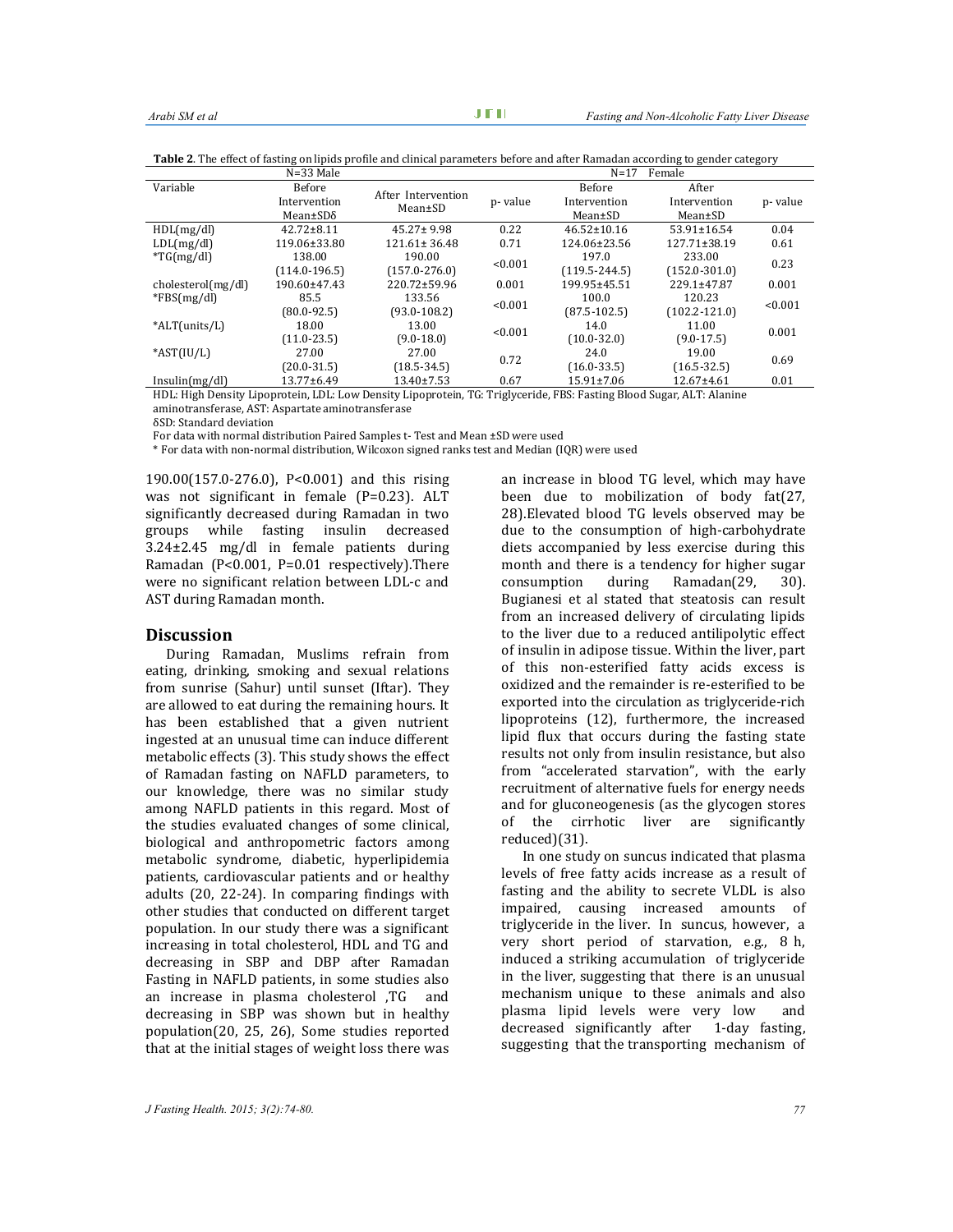**Table 2**. The effect of fasting on lipids profile and clinical parameters before and after Ramadan according to gender category

| Variable | N=33 Male | | | N=17 Female | | |
|---|---|---|---|---|---|---|
| | Before Intervention Mean±SDδ | After Intervention Mean±SD | p- value | Before Intervention Mean±SD | After Intervention Mean±SD | p- value |
| HDL(mg/dl) | 42.72±8.11 | 45.27± 9.98 | 0.22 | 46.52±10.16 | 53.91±16.54 | 0.04 |
| LDL(mg/dl) | 119.06±33.80 | 121.61± 36.48 | 0.71 | 124.06±23.56 | 127.71±38.19 | 0.61 |
| *TG(mg/dl) | 138.00 (114.0-196.5) | 190.00 (157.0-276.0) | <0.001 | 197.0 (119.5-244.5) | 233.00 (152.0-301.0) | 0.23 |
| cholesterol(mg/dl) | 190.60±47.43 | 220.72±59.96 | 0.001 | 199.95±45.51 | 229.1±47.87 | 0.001 |
| *FBS(mg/dl) | 85.5 (80.0-92.5) | 133.56 (93.0-108.2) | <0.001 | 100.0 (87.5-102.5) | 120.23 (102.2-121.0) | <0.001 |
| *ALT(units/L) | 18.00 (11.0-23.5) | 13.00 (9.0-18.0) | <0.001 | 14.0 (10.0-32.0) | 11.00 (9.0-17.5) | 0.001 |
| *AST(IU/L) | 27.00 (20.0-31.5) | 27.00 (18.5-34.5) | 0.72 | 24.0 (16.0-33.5) | 19.00 (16.5-32.5) | 0.69 |
| Insulin(mg/dl) | 13.77±6.49 | 13.40±7.53 | 0.67 | 15.91±7.06 | 12.67±4.61 | 0.01 |

HDL: High Density Lipoprotein, LDL: Low Density Lipoprotein, TG: Triglyceride, FBS: Fasting Blood Sugar, ALT: Alanine aminotransferase, AST: Aspartate aminotransferase

δSD: Standard deviation

For data with normal distribution Paired Samples t- Test and Mean ±SD were used

* For data with non-normal distribution, Wilcoxon signed ranks test and Median (IQR) were used

190.00(157.0-276.0), P<0.001) and this rising was not significant in female (P=0.23). ALT significantly decreased during Ramadan in two groups while fasting insulin decreased 3.24±2.45 mg/dl in female patients during Ramadan (P<0.001, P=0.01 respectively).There were no significant relation between LDL-c and AST during Ramadan month.

## Discussion

During Ramadan, Muslims refrain from eating, drinking, smoking and sexual relations from sunrise (Sahur) until sunset (Iftar). They are allowed to eat during the remaining hours. It has been established that a given nutrient ingested at an unusual time can induce different metabolic effects (3). This study shows the effect of Ramadan fasting on NAFLD parameters, to our knowledge, there was no similar study among NAFLD patients in this regard. Most of the studies evaluated changes of some clinical, biological and anthropometric factors among metabolic syndrome, diabetic, hyperlipidemia patients, cardiovascular patients and or healthy adults (20, 22-24). In comparing findings with other studies that conducted on different target population. In our study there was a significant increasing in total cholesterol, HDL and TG and decreasing in SBP and DBP after Ramadan Fasting in NAFLD patients, in some studies also an increase in plasma cholesterol ,TG and decreasing in SBP was shown but in healthy population(20, 25, 26), Some studies reported that at the initial stages of weight loss there was an increase in blood TG level, which may have been due to mobilization of body fat(27, 28).Elevated blood TG levels observed may be due to the consumption of high-carbohydrate diets accompanied by less exercise during this month and there is a tendency for higher sugar consumption during Ramadan(29, 30). Bugianesi et al stated that steatosis can result from an increased delivery of circulating lipids to the liver due to a reduced antilipolytic effect of insulin in adipose tissue. Within the liver, part of this non-esterified fatty acids excess is oxidized and the remainder is re-esterified to be exported into the circulation as triglyceride-rich lipoproteins (12), furthermore, the increased lipid flux that occurs during the fasting state results not only from insulin resistance, but also from "accelerated starvation", with the early recruitment of alternative fuels for energy needs and for gluconeogenesis (as the glycogen stores of the cirrhotic liver are significantly reduced)(31).

In one study on suncus indicated that plasma levels of free fatty acids increase as a result of fasting and the ability to secrete VLDL is also impaired, causing increased amounts of triglyceride in the liver. In suncus, however, a very short period of starvation, e.g., 8 h, induced a striking accumulation of triglyceride in the liver, suggesting that there is an unusual mechanism unique to these animals and also plasma lipid levels were very low and decreased significantly after 1-day fasting, suggesting that the transporting mechanism of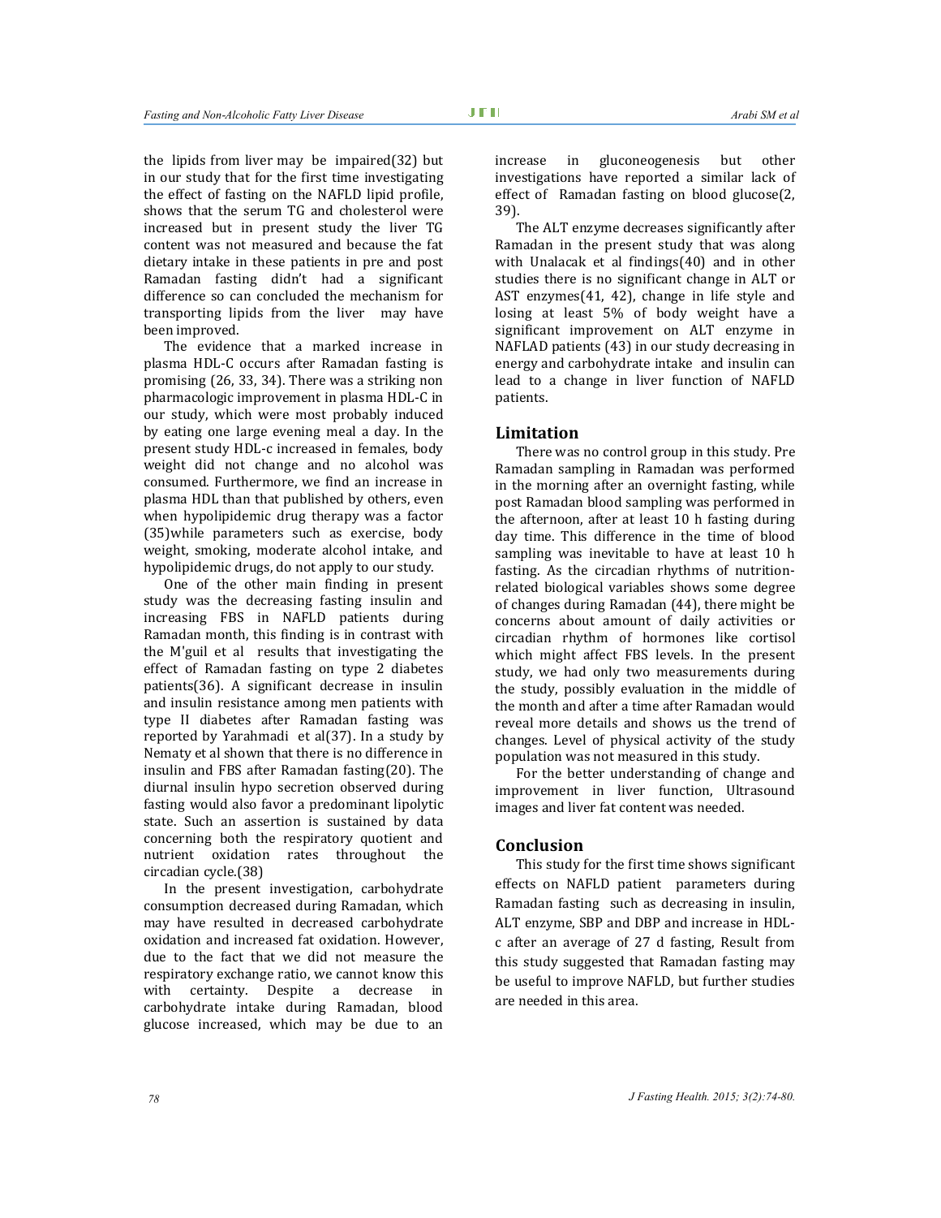the lipids from liver may be impaired(32) but in our study that for the first time investigating the effect of fasting on the NAFLD lipid profile, shows that the serum TG and cholesterol were increased but in present study the liver TG content was not measured and because the fat dietary intake in these patients in pre and post Ramadan fasting didn't had a significant difference so can concluded the mechanism for transporting lipids from the liver may have been improved.

The evidence that a marked increase in plasma HDL-C occurs after Ramadan fasting is promising (26, 33, 34). There was a striking non pharmacologic improvement in plasma HDL-C in our study, which were most probably induced by eating one large evening meal a day. In the present study HDL-c increased in females, body weight did not change and no alcohol was consumed. Furthermore, we find an increase in plasma HDL than that published by others, even when hypolipidemic drug therapy was a factor (35)while parameters such as exercise, body weight, smoking, moderate alcohol intake, and hypolipidemic drugs, do not apply to our study.

One of the other main finding in present study was the decreasing fasting insulin and increasing FBS in NAFLD patients during Ramadan month, this finding is in contrast with the M'guil et al results that investigating the effect of Ramadan fasting on type 2 diabetes patients(36). A significant decrease in insulin and insulin resistance among men patients with type II diabetes after Ramadan fasting was reported by Yarahmadi et al(37). In a study by Nematy et al shown that there is no difference in insulin and FBS after Ramadan fasting(20). The diurnal insulin hypo secretion observed during fasting would also favor a predominant lipolytic state. Such an assertion is sustained by data concerning both the respiratory quotient and nutrient oxidation rates throughout the circadian cycle.(38)

In the present investigation, carbohydrate consumption decreased during Ramadan, which may have resulted in decreased carbohydrate oxidation and increased fat oxidation. However, due to the fact that we did not measure the respiratory exchange ratio, we cannot know this with certainty. Despite a decrease in carbohydrate intake during Ramadan, blood glucose increased, which may be due to an increase in gluconeogenesis but other investigations have reported a similar lack of effect of Ramadan fasting on blood glucose(2, 39).

The ALT enzyme decreases significantly after Ramadan in the present study that was along with Unalacak et al findings(40) and in other studies there is no significant change in ALT or AST enzymes(41, 42), change in life style and losing at least 5% of body weight have a significant improvement on ALT enzyme in NAFLAD patients (43) in our study decreasing in energy and carbohydrate intake and insulin can lead to a change in liver function of NAFLD patients.

## Limitation

There was no control group in this study. Pre Ramadan sampling in Ramadan was performed in the morning after an overnight fasting, while post Ramadan blood sampling was performed in the afternoon, after at least 10 h fasting during day time. This difference in the time of blood sampling was inevitable to have at least 10 h fasting. As the circadian rhythms of nutrition-related biological variables shows some degree of changes during Ramadan (44), there might be concerns about amount of daily activities or circadian rhythm of hormones like cortisol which might affect FBS levels. In the present study, we had only two measurements during the study, possibly evaluation in the middle of the month and after a time after Ramadan would reveal more details and shows us the trend of changes. Level of physical activity of the study population was not measured in this study.

For the better understanding of change and improvement in liver function, Ultrasound images and liver fat content was needed.

## Conclusion

This study for the first time shows significant effects on NAFLD patient parameters during Ramadan fasting such as decreasing in insulin, ALT enzyme, SBP and DBP and increase in HDL-c after an average of 27 d fasting, Result from this study suggested that Ramadan fasting may be useful to improve NAFLD, but further studies are needed in this area.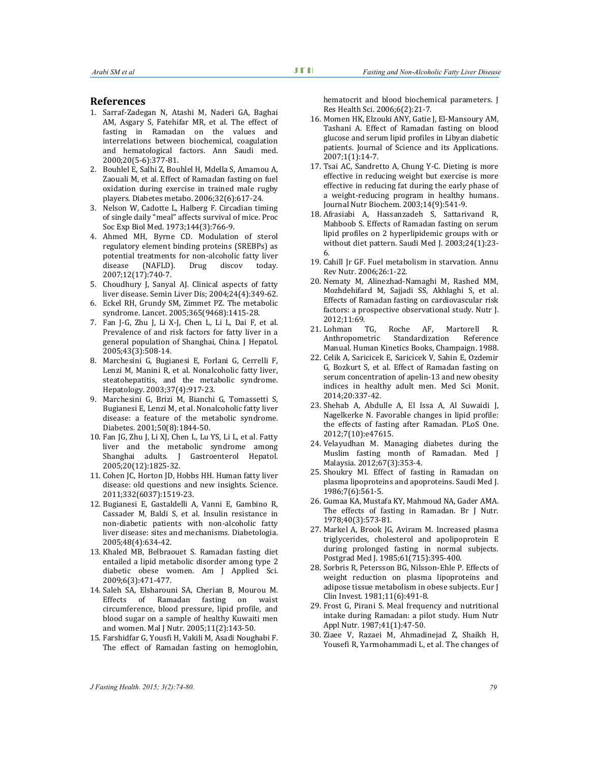## References

1. Sarraf-Zadegan N, Atashi M, Naderi GA, Baghai AM, Asgary S, Fatehifar MR, et al. The effect of fasting in Ramadan on the values and interrelations between biochemical, coagulation and hematological factors. Ann Saudi med. 2000;20(5-6):377-81.
2. Bouhlel E, Salhi Z, Bouhlel H, Mdella S, Amamou A, Zaouali M, et al. Effect of Ramadan fasting on fuel oxidation during exercise in trained male rugby players. Diabetes metabo. 2006;32(6):617-24.
3. Nelson W, Cadotte L, Halberg F. Circadian timing of single daily "meal" affects survival of mice. Proc Soc Exp Biol Med. 1973;144(3):766-9.
4. Ahmed MH, Byrne CD. Modulation of sterol regulatory element binding proteins (SREBPs) as potential treatments for non-alcoholic fatty liver disease (NAFLD). Drug discov today. 2007;12(17):740-7.
5. Choudhury J, Sanyal AJ. Clinical aspects of fatty liver disease. Semin Liver Dis; 2004;24(4):349-62.
6. Eckel RH, Grundy SM, Zimmet PZ. The metabolic syndrome. Lancet. 2005;365(9468):1415-28.
7. Fan J-G, Zhu J, Li X-J, Chen L, Li L, Dai F, et al. Prevalence of and risk factors for fatty liver in a general population of Shanghai, China. J Hepatol. 2005;43(3):508-14.
8. Marchesini G, Bugianesi E, Forlani G, Cerrelli F, Lenzi M, Manini R, et al. Nonalcoholic fatty liver, steatohepatitis, and the metabolic syndrome. Hepatology. 2003;37(4):917-23.
9. Marchesini G, Brizi M, Bianchi G, Tomassetti S, Bugianesi E, Lenzi M, et al. Nonalcoholic fatty liver disease: a feature of the metabolic syndrome. Diabetes. 2001;50(8):1844-50.
10. Fan JG, Zhu J, Li XJ, Chen L, Lu YS, Li L, et al. Fatty liver and the metabolic syndrome among Shanghai adults. J Gastroenterol Hepatol. 2005;20(12):1825-32.
11. Cohen JC, Horton JD, Hobbs HH. Human fatty liver disease: old questions and new insights. Science. 2011;332(6037):1519-23.
12. Bugianesi E, Gastaldelli A, Vanni E, Gambino R, Cassader M, Baldi S, et al. Insulin resistance in non-diabetic patients with non-alcoholic fatty liver disease: sites and mechanisms. Diabetologia. 2005;48(4):634-42.
13. Khaled MB, Belbraouet S. Ramadan fasting diet entailed a lipid metabolic disorder among type 2 diabetic obese women. Am J Applied Sci. 2009;6(3):471-477.
14. Saleh SA, Elsharouni SA, Cherian B, Mourou M. Effects of Ramadan fasting on waist circumference, blood pressure, lipid profile, and blood sugar on a sample of healthy Kuwaiti men and women. Mal J Nutr. 2005;11(2):143-50.
15. Farshidfar G, Yousfi H, Vakili M, Asadi Noughabi F. The effect of Ramadan fasting on hemoglobin, hematocrit and blood biochemical parameters. J Res Health Sci. 2006;6(2):21-7.
16. Momen HK, Elzouki ANY, Gatie J, El-Mansoury AM, Tashani A. Effect of Ramadan fasting on blood glucose and serum lipid profiles in Libyan diabetic patients. Journal of Science and its Applications. 2007;1(1):14-7.
17. Tsai AC, Sandretto A, Chung Y-C. Dieting is more effective in reducing weight but exercise is more effective in reducing fat during the early phase of a weight-reducing program in healthy humans. Journal Nutr Biochem. 2003;14(9):541-9.
18. Afrasiabi A, Hassanzadeh S, Sattarivand R, Mahboob S. Effects of Ramadan fasting on serum lipid profiles on 2 hyperlipidemic groups with or without diet pattern. Saudi Med J. 2003;24(1):23-6.
19. Cahill Jr GF. Fuel metabolism in starvation. Annu Rev Nutr. 2006;26:1-22.
20. Nematy M, Alinezhad-Namaghi M, Rashed MM, Mozhdehifard M, Sajjadi SS, Akhlaghi S, et al. Effects of Ramadan fasting on cardiovascular risk factors: a prospective observational study. Nutr J. 2012;11:69.
21. Lohman TG, Roche AF, Martorell R. Anthropometric Standardization Reference Manual. Human Kinetics Books, Champaign. 1988.
22. Celik A, Saricicek E, Saricicek V, Sahin E, Ozdemir G, Bozkurt S, et al. Effect of Ramadan fasting on serum concentration of apelin-13 and new obesity indices in healthy adult men. Med Sci Monit. 2014;20:337-42.
23. Shehab A, Abdulle A, El Issa A, Al Suwaidi J, Nagelkerke N. Favorable changes in lipid profile: the effects of fasting after Ramadan. PLoS One. 2012;7(10):e47615.
24. Velayudhan M. Managing diabetes during the Muslim fasting month of Ramadan. Med J Malaysia. 2012;67(3):353-4.
25. Shoukry MI. Effect of fasting in Ramadan on plasma lipoproteins and apoproteins. Saudi Med J. 1986;7(6):561-5.
26. Gumaa KA, Mustafa KY, Mahmoud NA, Gader AMA. The effects of fasting in Ramadan. Br J Nutr. 1978;40(3):573-81.
27. Markel A, Brook JG, Aviram M. Increased plasma triglycerides, cholesterol and apolipoprotein E during prolonged fasting in normal subjects. Postgrad Med J. 1985;61(715):395-400.
28. Sorbris R, Petersson BG, Nilsson-Ehle P. Effects of weight reduction on plasma lipoproteins and adipose tissue metabolism in obese subjects. Eur J Clin Invest. 1981;11(6):491-8.
29. Frost G, Pirani S. Meal frequency and nutritional intake during Ramadan: a pilot study. Hum Nutr Appl Nutr. 1987;41(1):47-50.
30. Ziaee V, Razaei M, Ahmadinejad Z, Shaikh H, Yousefi R, Yarmohammadi L, et al. The changes of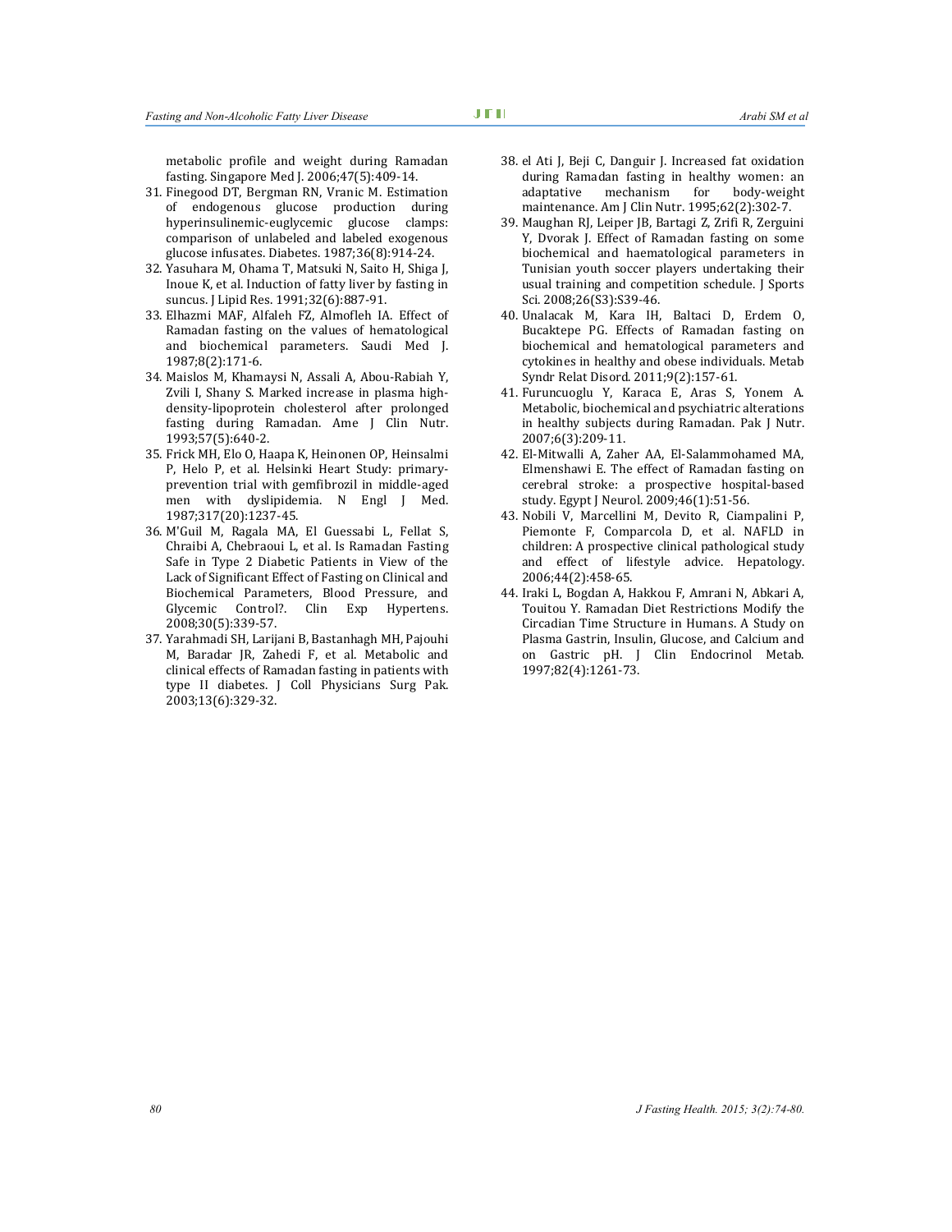metabolic profile and weight during Ramadan fasting. Singapore Med J. 2006;47(5):409-14.

31. Finegood DT, Bergman RN, Vranic M. Estimation of endogenous glucose production during hyperinsulinemic-euglycemic glucose clamps: comparison of unlabeled and labeled exogenous glucose infusates. Diabetes. 1987;36(8):914-24.
32. Yasuhara M, Ohama T, Matsuki N, Saito H, Shiga J, Inoue K, et al. Induction of fatty liver by fasting in suncus. J Lipid Res. 1991;32(6):887-91.
33. Elhazmi MAF, Alfaleh FZ, Almofleh IA. Effect of Ramadan fasting on the values of hematological and biochemical parameters. Saudi Med J. 1987;8(2):171-6.
34. Maislos M, Khamaysi N, Assali A, Abou-Rabiah Y, Zvili I, Shany S. Marked increase in plasma high-density-lipoprotein cholesterol after prolonged fasting during Ramadan. Ame J Clin Nutr. 1993;57(5):640-2.
35. Frick MH, Elo O, Haapa K, Heinonen OP, Heinsalmi P, Helo P, et al. Helsinki Heart Study: primary-prevention trial with gemfibrozil in middle-aged men with dyslipidemia. N Engl J Med. 1987;317(20):1237-45.
36. M'Guil M, Ragala MA, El Guessabi L, Fellat S, Chraibi A, Chebraoui L, et al. Is Ramadan Fasting Safe in Type 2 Diabetic Patients in View of the Lack of Significant Effect of Fasting on Clinical and Biochemical Parameters, Blood Pressure, and Glycemic Control?. Clin Exp Hypertens. 2008;30(5):339-57.
37. Yarahmadi SH, Larijani B, Bastanhagh MH, Pajouhi M, Baradar JR, Zahedi F, et al. Metabolic and clinical effects of Ramadan fasting in patients with type II diabetes. J Coll Physicians Surg Pak. 2003;13(6):329-32.
38. el Ati J, Beji C, Danguir J. Increased fat oxidation during Ramadan fasting in healthy women: an adaptative mechanism for body-weight maintenance. Am J Clin Nutr. 1995;62(2):302-7.
39. Maughan RJ, Leiper JB, Bartagi Z, Zrifi R, Zerguini Y, Dvorak J. Effect of Ramadan fasting on some biochemical and haematological parameters in Tunisian youth soccer players undertaking their usual training and competition schedule. J Sports Sci. 2008;26(S3):S39-46.
40. Unalacak M, Kara IH, Baltaci D, Erdem O, Bucaktepe PG. Effects of Ramadan fasting on biochemical and hematological parameters and cytokines in healthy and obese individuals. Metab Syndr Relat Disord. 2011;9(2):157-61.
41. Furuncuoglu Y, Karaca E, Aras S, Yonem A. Metabolic, biochemical and psychiatric alterations in healthy subjects during Ramadan. Pak J Nutr. 2007;6(3):209-11.
42. El-Mitwalli A, Zaher AA, El-Salammohamed MA, Elmenshawi E. The effect of Ramadan fasting on cerebral stroke: a prospective hospital-based study. Egypt J Neurol. 2009;46(1):51-56.
43. Nobili V, Marcellini M, Devito R, Ciampalini P, Piemonte F, Comparcola D, et al. NAFLD in children: A prospective clinical pathological study and effect of lifestyle advice. Hepatology. 2006;44(2):458-65.
44. Iraki L, Bogdan A, Hakkou F, Amrani N, Abkari A, Touitou Y. Ramadan Diet Restrictions Modify the Circadian Time Structure in Humans. A Study on Plasma Gastrin, Insulin, Glucose, and Calcium and on Gastric pH. J Clin Endocrinol Metab. 1997;82(4):1261-73.